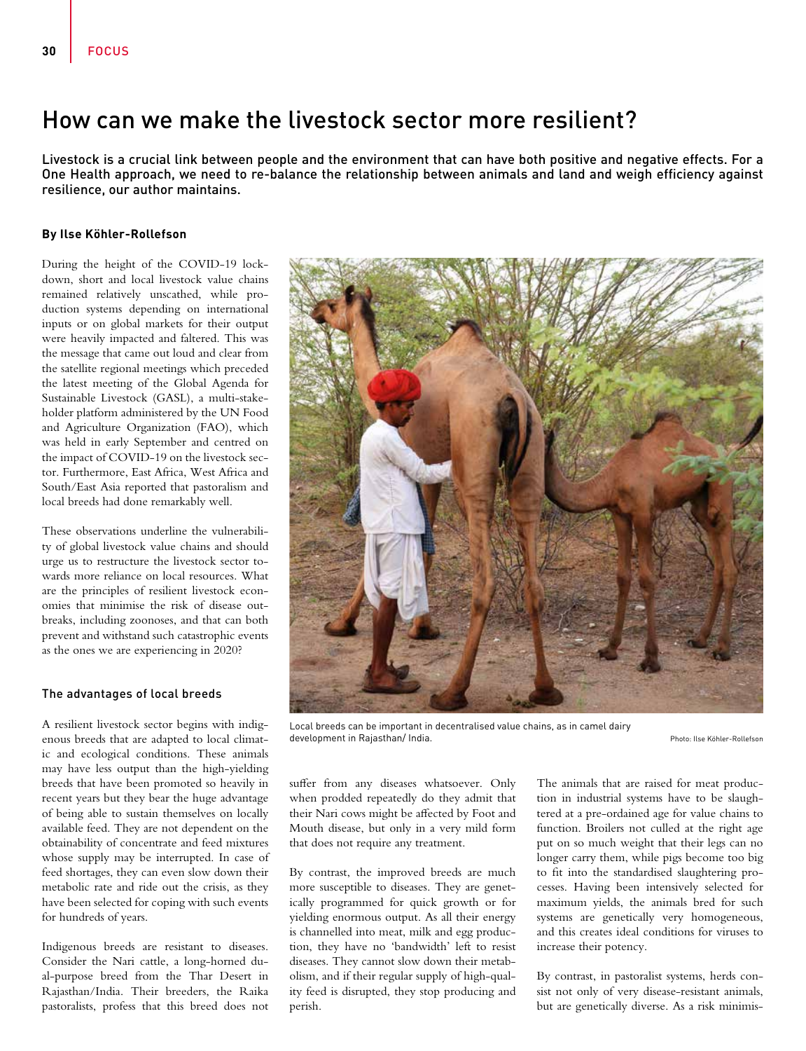# How can we make the livestock sector more resilient?

Livestock is a crucial link between people and the environment that can have both positive and negative effects. For a One Health approach, we need to re-balance the relationship between animals and land and weigh efficiency against resilience, our author maintains.

**By Ilse Köhler-Rollefson**

During the height of the COVID-19 lockdown, short and local livestock value chains remained relatively unscathed, while production systems depending on international inputs or on global markets for their output were heavily impacted and faltered. This was the message that came out loud and clear from the satellite regional meetings which preceded the latest meeting of the Global Agenda for Sustainable Livestock (GASL), a multi-stakeholder platform administered by the UN Food and Agriculture Organization (FAO), which was held in early September and centred on the impact of COVID-19 on the livestock sector. Furthermore, East Africa, West Africa and South/East Asia reported that pastoralism and local breeds had done remarkably well.

These observations underline the vulnerability of global livestock value chains and should urge us to restructure the livestock sector towards more reliance on local resources. What are the principles of resilient livestock economies that minimise the risk of disease outbreaks, including zoonoses, and that can both prevent and withstand such catastrophic events as the ones we are experiencing in 2020?

Local breeds can be important in decentralised value chains, as in camel dairy development in Rajasthan/ India.

Photo: Ilse Köhler-Rollefson

### The advantages of local breeds

A resilient livestock sector begins with indigenous breeds that are adapted to local climatic and ecological conditions. These animals may have less output than the high-yielding breeds that have been promoted so heavily in recent years but they bear the huge advantage of being able to sustain themselves on locally available feed. They are not dependent on the obtainability of concentrate and feed mixtures whose supply may be interrupted. In case of feed shortages, they can even slow down their metabolic rate and ride out the crisis, as they have been selected for coping with such events for hundreds of years.

Indigenous breeds are resistant to diseases. Consider the Nari cattle, a long-horned dual-purpose breed from the Thar Desert in Rajasthan/India. Their breeders, the Raika pastoralists, profess that this breed does not suffer from any diseases whatsoever. Only when prodded repeatedly do they admit that their Nari cows might be affected by Foot and Mouth disease, but only in a very mild form that does not require any treatment.

By contrast, the improved breeds are much more susceptible to diseases. They are genetically programmed for quick growth or for yielding enormous output. As all their energy is channelled into meat, milk and egg production, they have no 'bandwidth' left to resist diseases. They cannot slow down their metabolism, and if their regular supply of high-quality feed is disrupted, they stop producing and perish.

The animals that are raised for meat production in industrial systems have to be slaughtered at a pre-ordained age for value chains to function. Broilers not culled at the right age put on so much weight that their legs can no longer carry them, while pigs become too big to fit into the standardised slaughtering processes. Having been intensively selected for maximum yields, the animals bred for such systems are genetically very homogeneous, and this creates ideal conditions for viruses to increase their potency.

By contrast, in pastoralist systems, herds consist not only of very disease-resistant animals, but are genetically diverse. As a risk minimis-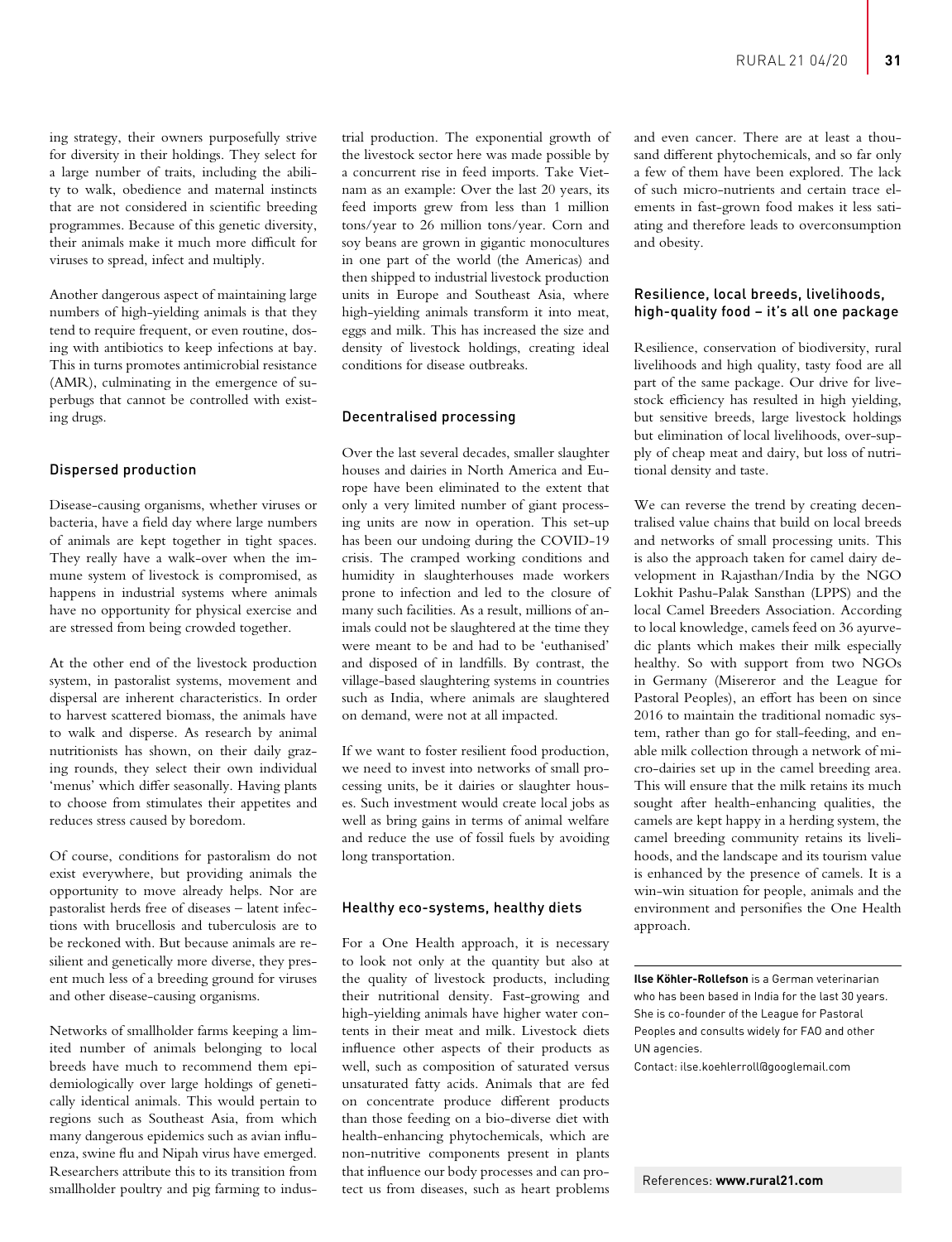ing strategy, their owners purposefully strive for diversity in their holdings. They select for a large number of traits, including the ability to walk, obedience and maternal instincts that are not considered in scientific breeding programmes. Because of this genetic diversity, their animals make it much more difficult for viruses to spread, infect and multiply.

Another dangerous aspect of maintaining large numbers of high-yielding animals is that they tend to require frequent, or even routine, dosing with antibiotics to keep infections at bay. This in turns promotes antimicrobial resistance (AMR), culminating in the emergence of superbugs that cannot be controlled with existing drugs.

### Dispersed production

Disease-causing organisms, whether viruses or bacteria, have a field day where large numbers of animals are kept together in tight spaces. They really have a walk-over when the immune system of livestock is compromised, as happens in industrial systems where animals have no opportunity for physical exercise and are stressed from being crowded together.

At the other end of the livestock production system, in pastoralist systems, movement and dispersal are inherent characteristics. In order to harvest scattered biomass, the animals have to walk and disperse. As research by animal nutritionists has shown, on their daily grazing rounds, they select their own individual 'menus' which differ seasonally. Having plants to choose from stimulates their appetites and reduces stress caused by boredom.

Of course, conditions for pastoralism do not exist everywhere, but providing animals the opportunity to move already helps. Nor are pastoralist herds free of diseases – latent infections with brucellosis and tuberculosis are to be reckoned with. But because animals are resilient and genetically more diverse, they present much less of a breeding ground for viruses and other disease-causing organisms.

Networks of smallholder farms keeping a limited number of animals belonging to local breeds have much to recommend them epidemiologically over large holdings of genetically identical animals. This would pertain to regions such as Southeast Asia, from which many dangerous epidemics such as avian influenza, swine flu and Nipah virus have emerged. Researchers attribute this to its transition from smallholder poultry and pig farming to industrial production. The exponential growth of the livestock sector here was made possible by a concurrent rise in feed imports. Take Vietnam as an example: Over the last 20 years, its feed imports grew from less than 1 million tons/year to 26 million tons/year. Corn and soy beans are grown in gigantic monocultures in one part of the world (the Americas) and then shipped to industrial livestock production units in Europe and Southeast Asia, where high-yielding animals transform it into meat, eggs and milk. This has increased the size and density of livestock holdings, creating ideal conditions for disease outbreaks.

### Decentralised processing

Over the last several decades, smaller slaughter houses and dairies in North America and Europe have been eliminated to the extent that only a very limited number of giant processing units are now in operation. This set-up has been our undoing during the COVID-19 crisis. The cramped working conditions and humidity in slaughterhouses made workers prone to infection and led to the closure of many such facilities. As a result, millions of animals could not be slaughtered at the time they were meant to be and had to be 'euthanised' and disposed of in landfills. By contrast, the village-based slaughtering systems in countries such as India, where animals are slaughtered on demand, were not at all impacted.

If we want to foster resilient food production, we need to invest into networks of small processing units, be it dairies or slaughter houses. Such investment would create local jobs as well as bring gains in terms of animal welfare and reduce the use of fossil fuels by avoiding long transportation.

### Healthy eco-systems, healthy diets

For a One Health approach, it is necessary to look not only at the quantity but also at the quality of livestock products, including their nutritional density. Fast-growing and high-yielding animals have higher water contents in their meat and milk. Livestock diets influence other aspects of their products as well, such as composition of saturated versus unsaturated fatty acids. Animals that are fed on concentrate produce different products than those feeding on a bio-diverse diet with health-enhancing phytochemicals, which are non-nutritive components present in plants that influence our body processes and can protect us from diseases, such as heart problems and even cancer. There are at least a thousand different phytochemicals, and so far only a few of them have been explored. The lack of such micro-nutrients and certain trace elements in fast-grown food makes it less satiating and therefore leads to overconsumption and obesity.

### Resilience, local breeds, livelihoods, high-quality food – it's all one package

Resilience, conservation of biodiversity, rural livelihoods and high quality, tasty food are all part of the same package. Our drive for livestock efficiency has resulted in high yielding, but sensitive breeds, large livestock holdings but elimination of local livelihoods, over-supply of cheap meat and dairy, but loss of nutritional density and taste.

We can reverse the trend by creating decentralised value chains that build on local breeds and networks of small processing units. This is also the approach taken for camel dairy development in Rajasthan/India by the NGO Lokhit Pashu-Palak Sansthan (LPPS) and the local Camel Breeders Association. According to local knowledge, camels feed on 36 ayurvedic plants which makes their milk especially healthy. So with support from two NGOs in Germany (Misereror and the League for Pastoral Peoples), an effort has been on since 2016 to maintain the traditional nomadic system, rather than go for stall-feeding, and enable milk collection through a network of micro-dairies set up in the camel breeding area. This will ensure that the milk retains its much sought after health-enhancing qualities, the camels are kept happy in a herding system, the camel breeding community retains its livelihoods, and the landscape and its tourism value is enhanced by the presence of camels. It is a win-win situation for people, animals and the environment and personifies the One Health approach.

---

**Ilse Köhler-Rollefson** is a German veterinarian who has been based in India for the last 30 years. She is co-founder of the League for Pastoral Peoples and consults widely for FAO and other UN agencies.
Contact: ilse.koehlerroll@googlemail.com

References: **www.rural21.com**